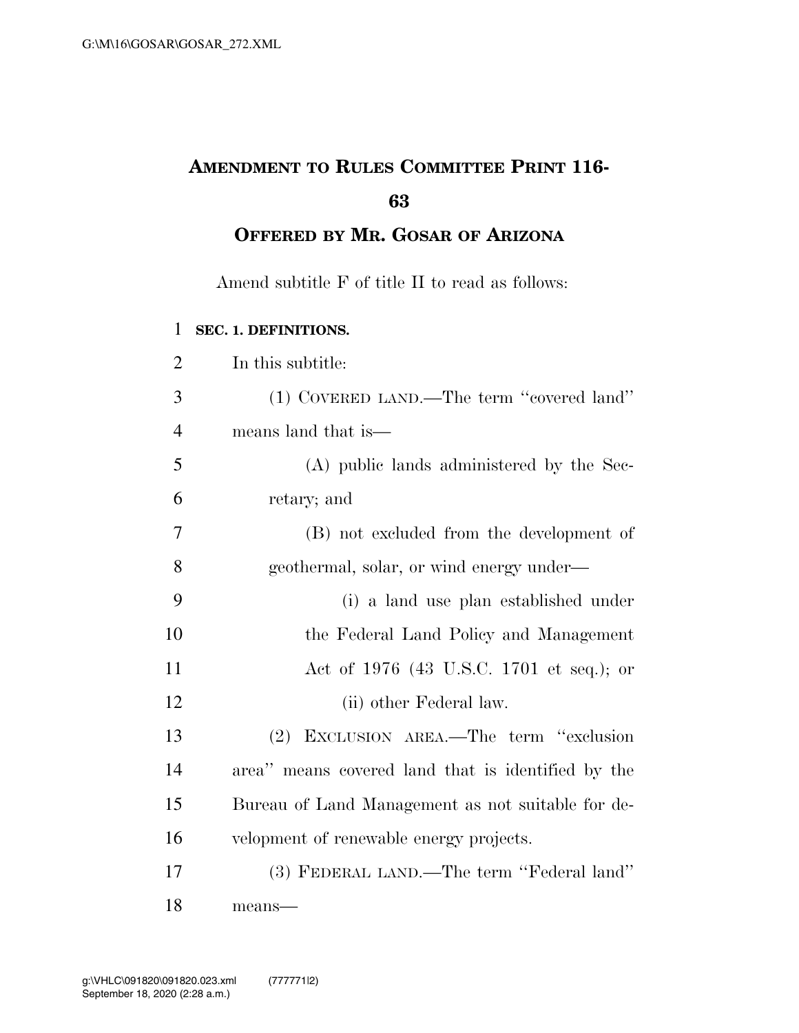# AMENDMENT TO RULES COMMITTEE PRINT 116-63

## OFFERED BY MR. GOSAR OF ARIZONA

Amend subtitle F of title II to read as follows:

**SEC. 1. DEFINITIONS.**

In this subtitle:

(1) COVERED LAND.—The term ''covered land'' means land that is—

(A) public lands administered by the Secretary; and

(B) not excluded from the development of geothermal, solar, or wind energy under—

(i) a land use plan established under the Federal Land Policy and Management Act of 1976 (43 U.S.C. 1701 et seq.); or

(ii) other Federal law.

(2) EXCLUSION AREA.—The term ''exclusion area'' means covered land that is identified by the Bureau of Land Management as not suitable for development of renewable energy projects.

(3) FEDERAL LAND.—The term ''Federal land'' means—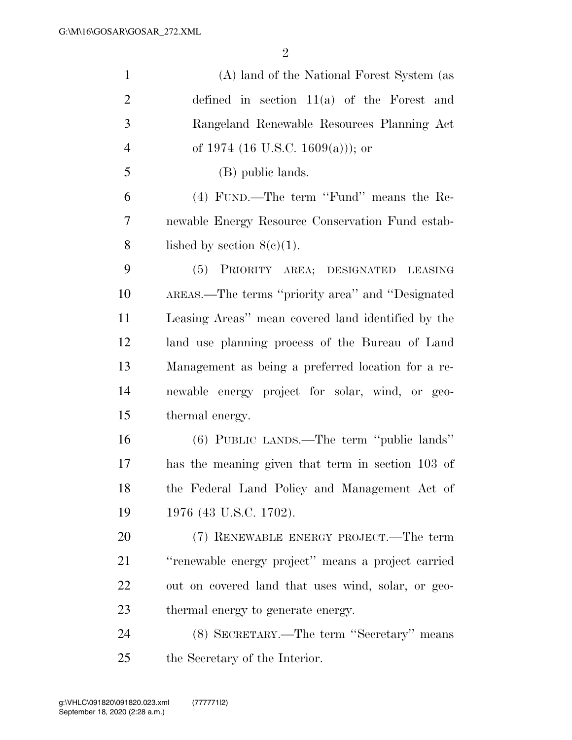(A) land of the National Forest System (as defined in section 11(a) of the Forest and Rangeland Renewable Resources Planning Act of 1974 (16 U.S.C. 1609(a))); or

(B) public lands.

(4) FUND.—The term ''Fund'' means the Renewable Energy Resource Conservation Fund established by section 8(c)(1).

(5) PRIORITY AREA; DESIGNATED LEASING AREAS.—The terms ''priority area'' and ''Designated Leasing Areas'' mean covered land identified by the land use planning process of the Bureau of Land Management as being a preferred location for a renewable energy project for solar, wind, or geothermal energy.

(6) PUBLIC LANDS.—The term ''public lands'' has the meaning given that term in section 103 of the Federal Land Policy and Management Act of 1976 (43 U.S.C. 1702).

(7) RENEWABLE ENERGY PROJECT.—The term ''renewable energy project'' means a project carried out on covered land that uses wind, solar, or geothermal energy to generate energy.

(8) SECRETARY.—The term ''Secretary'' means the Secretary of the Interior.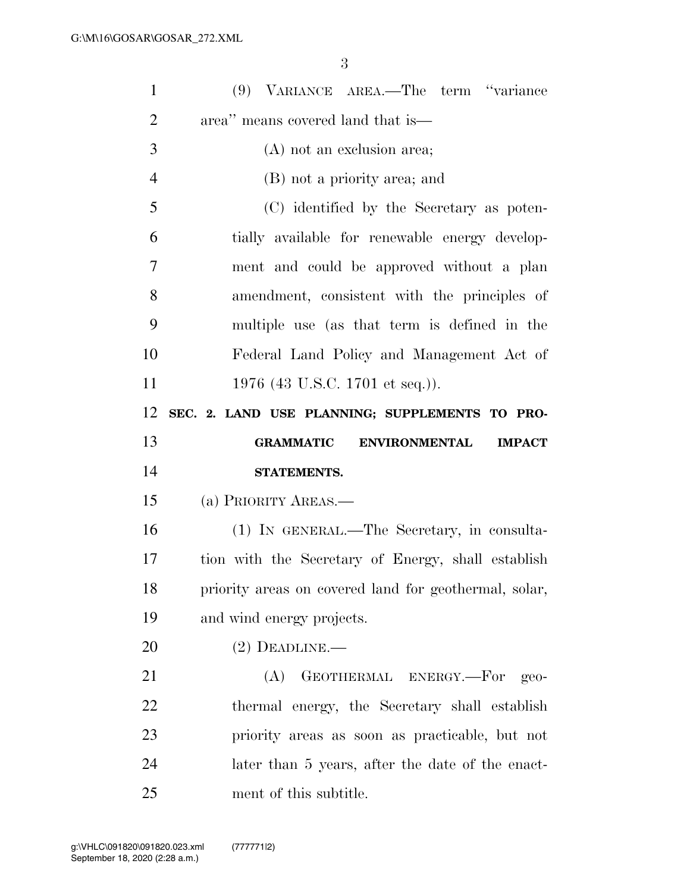(9) VARIANCE AREA.—The term "variance area" means covered land that is—

(A) not an exclusion area;

(B) not a priority area; and

(C) identified by the Secretary as potentially available for renewable energy development and could be approved without a plan amendment, consistent with the principles of multiple use (as that term is defined in the Federal Land Policy and Management Act of 1976 (43 U.S.C. 1701 et seq.)).

## SEC. 2. LAND USE PLANNING; SUPPLEMENTS TO PROGRAMMATIC ENVIRONMENTAL IMPACT STATEMENTS.

(a) PRIORITY AREAS.—

(1) IN GENERAL.—The Secretary, in consultation with the Secretary of Energy, shall establish priority areas on covered land for geothermal, solar, and wind energy projects.

(2) DEADLINE.—

(A) GEOTHERMAL ENERGY.—For geothermal energy, the Secretary shall establish priority areas as soon as practicable, but not later than 5 years, after the date of the enactment of this subtitle.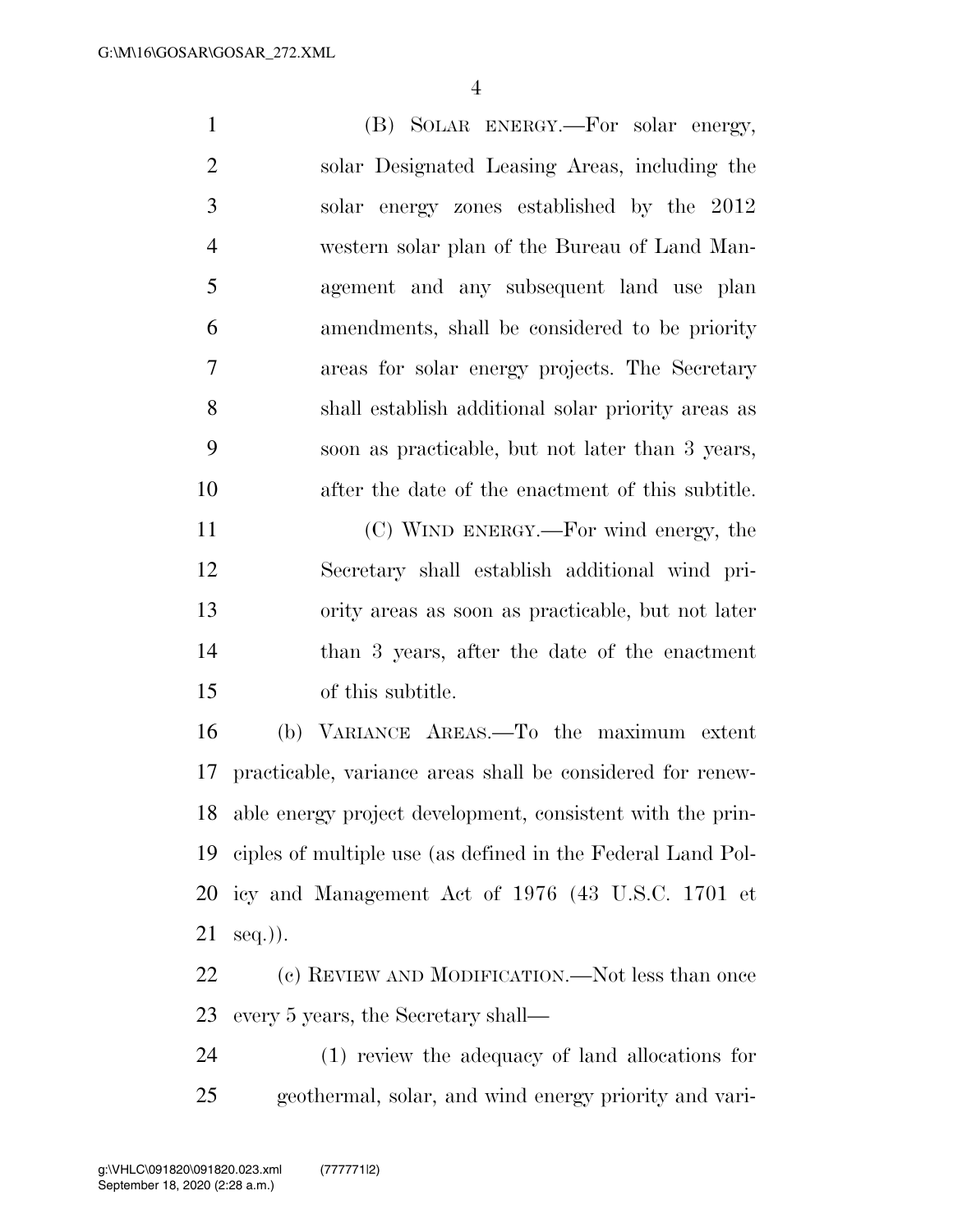(B) SOLAR ENERGY.—For solar energy, solar Designated Leasing Areas, including the solar energy zones established by the 2012 western solar plan of the Bureau of Land Management and any subsequent land use plan amendments, shall be considered to be priority areas for solar energy projects. The Secretary shall establish additional solar priority areas as soon as practicable, but not later than 3 years, after the date of the enactment of this subtitle.

(C) WIND ENERGY.—For wind energy, the Secretary shall establish additional wind priority areas as soon as practicable, but not later than 3 years, after the date of the enactment of this subtitle.

(b) VARIANCE AREAS.—To the maximum extent practicable, variance areas shall be considered for renewable energy project development, consistent with the principles of multiple use (as defined in the Federal Land Policy and Management Act of 1976 (43 U.S.C. 1701 et seq.)).

(c) REVIEW AND MODIFICATION.—Not less than once every 5 years, the Secretary shall—

(1) review the adequacy of land allocations for geothermal, solar, and wind energy priority and vari-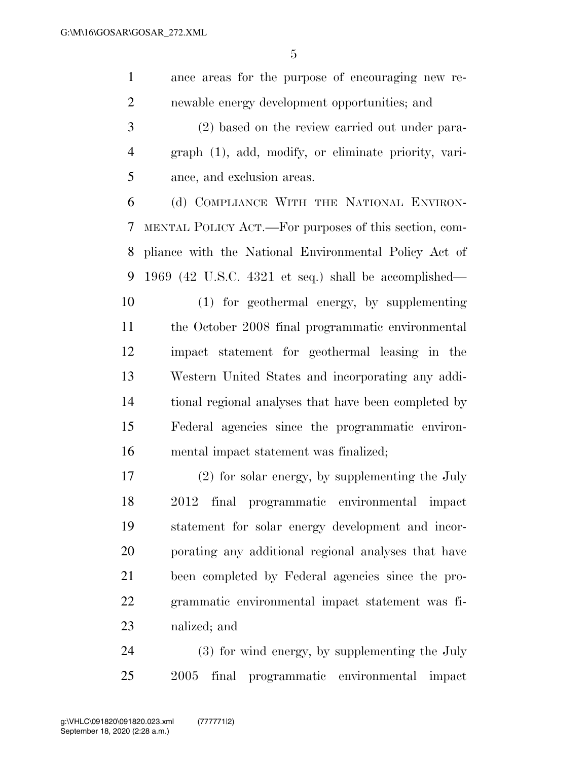ance areas for the purpose of encouraging new renewable energy development opportunities; and

(2) based on the review carried out under paragraph (1), add, modify, or eliminate priority, variance, and exclusion areas.

(d) COMPLIANCE WITH THE NATIONAL ENVIRONMENTAL POLICY ACT.—For purposes of this section, compliance with the National Environmental Policy Act of 1969 (42 U.S.C. 4321 et seq.) shall be accomplished—

(1) for geothermal energy, by supplementing the October 2008 final programmatic environmental impact statement for geothermal leasing in the Western United States and incorporating any additional regional analyses that have been completed by Federal agencies since the programmatic environmental impact statement was finalized;

(2) for solar energy, by supplementing the July 2012 final programmatic environmental impact statement for solar energy development and incorporating any additional regional analyses that have been completed by Federal agencies since the programmatic environmental impact statement was finalized; and

(3) for wind energy, by supplementing the July 2005 final programmatic environmental impact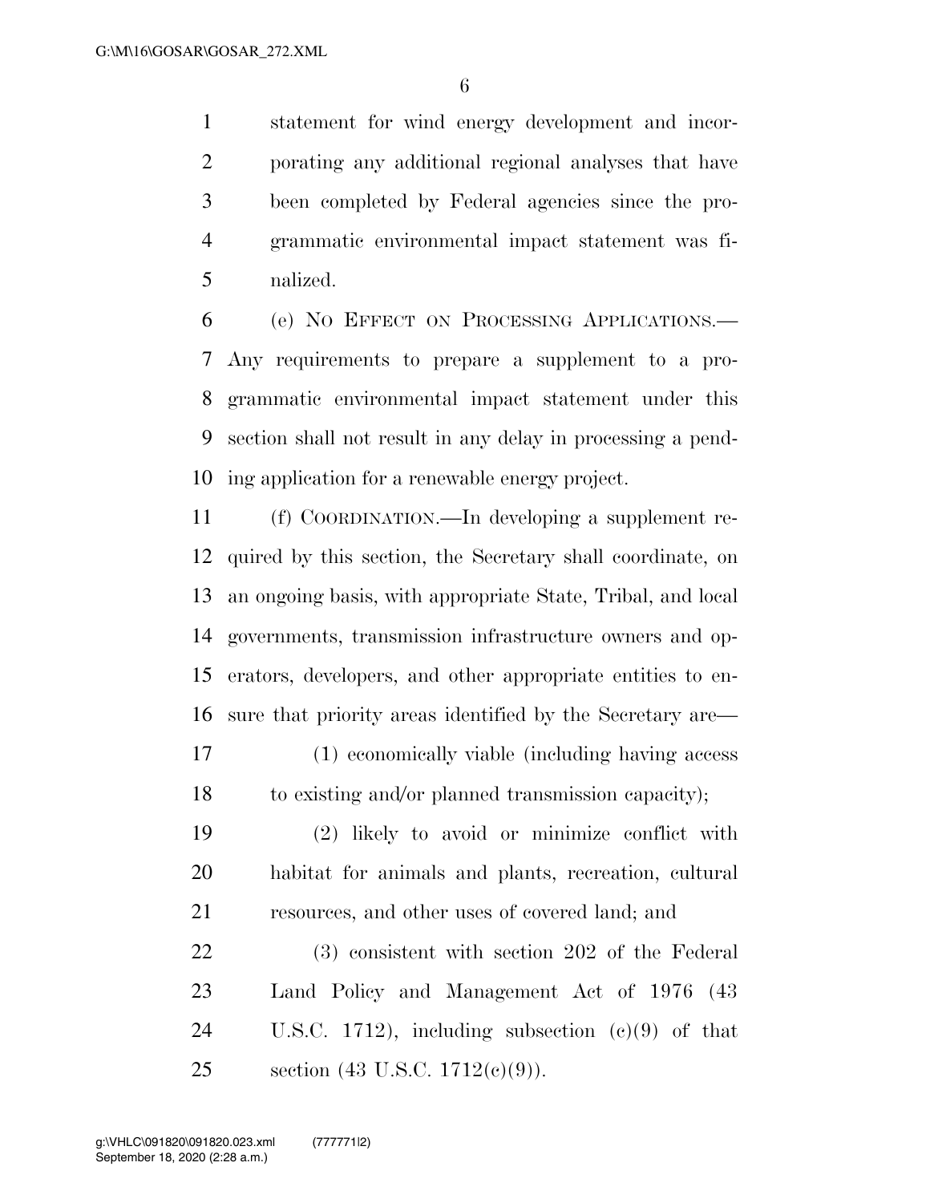statement for wind energy development and incorporating any additional regional analyses that have been completed by Federal agencies since the programmatic environmental impact statement was finalized.

(e) NO EFFECT ON PROCESSING APPLICATIONS.—Any requirements to prepare a supplement to a programmatic environmental impact statement under this section shall not result in any delay in processing a pending application for a renewable energy project.

(f) COORDINATION.—In developing a supplement required by this section, the Secretary shall coordinate, on an ongoing basis, with appropriate State, Tribal, and local governments, transmission infrastructure owners and operators, developers, and other appropriate entities to ensure that priority areas identified by the Secretary are—

(1) economically viable (including having access to existing and/or planned transmission capacity);

(2) likely to avoid or minimize conflict with habitat for animals and plants, recreation, cultural resources, and other uses of covered land; and

(3) consistent with section 202 of the Federal Land Policy and Management Act of 1976 (43 U.S.C. 1712), including subsection (c)(9) of that section (43 U.S.C. 1712(c)(9)).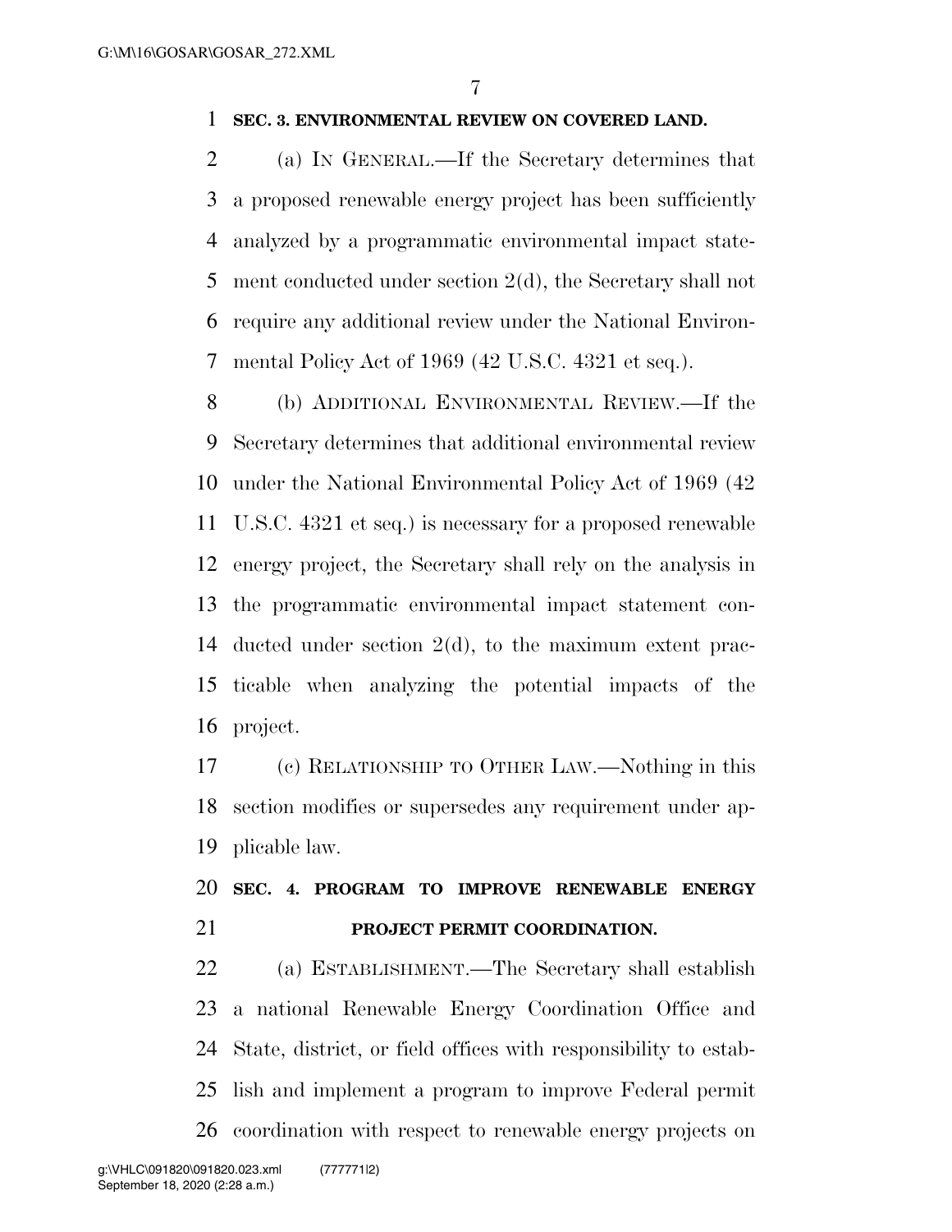**SEC. 3. ENVIRONMENTAL REVIEW ON COVERED LAND.**

(a) IN GENERAL.—If the Secretary determines that a proposed renewable energy project has been sufficiently analyzed by a programmatic environmental impact statement conducted under section 2(d), the Secretary shall not require any additional review under the National Environmental Policy Act of 1969 (42 U.S.C. 4321 et seq.).

(b) ADDITIONAL ENVIRONMENTAL REVIEW.—If the Secretary determines that additional environmental review under the National Environmental Policy Act of 1969 (42 U.S.C. 4321 et seq.) is necessary for a proposed renewable energy project, the Secretary shall rely on the analysis in the programmatic environmental impact statement conducted under section 2(d), to the maximum extent practicable when analyzing the potential impacts of the project.

(c) RELATIONSHIP TO OTHER LAW.—Nothing in this section modifies or supersedes any requirement under applicable law.

**SEC. 4. PROGRAM TO IMPROVE RENEWABLE ENERGY PROJECT PERMIT COORDINATION.**

(a) ESTABLISHMENT.—The Secretary shall establish a national Renewable Energy Coordination Office and State, district, or field offices with responsibility to establish and implement a program to improve Federal permit coordination with respect to renewable energy projects on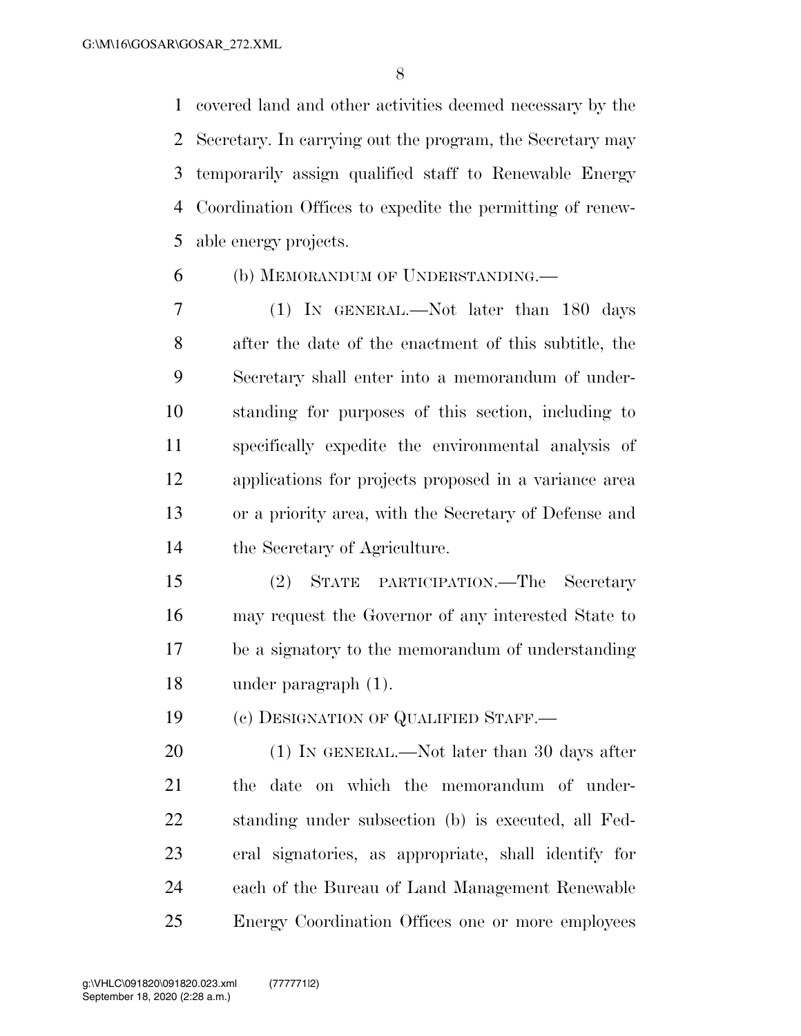covered land and other activities deemed necessary by the Secretary. In carrying out the program, the Secretary may temporarily assign qualified staff to Renewable Energy Coordination Offices to expedite the permitting of renewable energy projects.

(b) MEMORANDUM OF UNDERSTANDING.—

(1) IN GENERAL.—Not later than 180 days after the date of the enactment of this subtitle, the Secretary shall enter into a memorandum of understanding for purposes of this section, including to specifically expedite the environmental analysis of applications for projects proposed in a variance area or a priority area, with the Secretary of Defense and the Secretary of Agriculture.

(2) STATE PARTICIPATION.—The Secretary may request the Governor of any interested State to be a signatory to the memorandum of understanding under paragraph (1).

(c) DESIGNATION OF QUALIFIED STAFF.—

(1) IN GENERAL.—Not later than 30 days after the date on which the memorandum of understanding under subsection (b) is executed, all Federal signatories, as appropriate, shall identify for each of the Bureau of Land Management Renewable Energy Coordination Offices one or more employees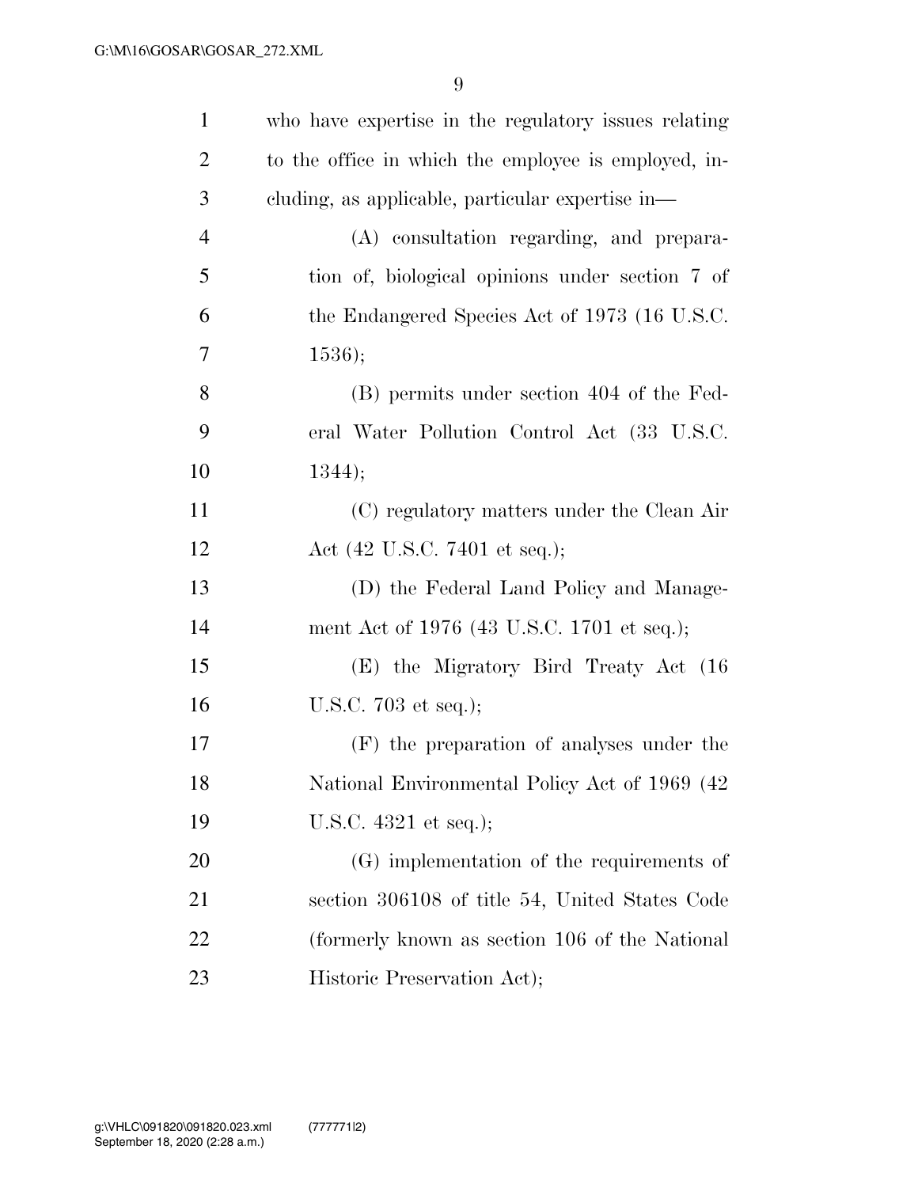who have expertise in the regulatory issues relating to the office in which the employee is employed, including, as applicable, particular expertise in—

(A) consultation regarding, and preparation of, biological opinions under section 7 of the Endangered Species Act of 1973 (16 U.S.C. 1536);

(B) permits under section 404 of the Federal Water Pollution Control Act (33 U.S.C. 1344);

(C) regulatory matters under the Clean Air Act (42 U.S.C. 7401 et seq.);

(D) the Federal Land Policy and Management Act of 1976 (43 U.S.C. 1701 et seq.);

(E) the Migratory Bird Treaty Act (16 U.S.C. 703 et seq.);

(F) the preparation of analyses under the National Environmental Policy Act of 1969 (42 U.S.C. 4321 et seq.);

(G) implementation of the requirements of section 306108 of title 54, United States Code (formerly known as section 106 of the National Historic Preservation Act);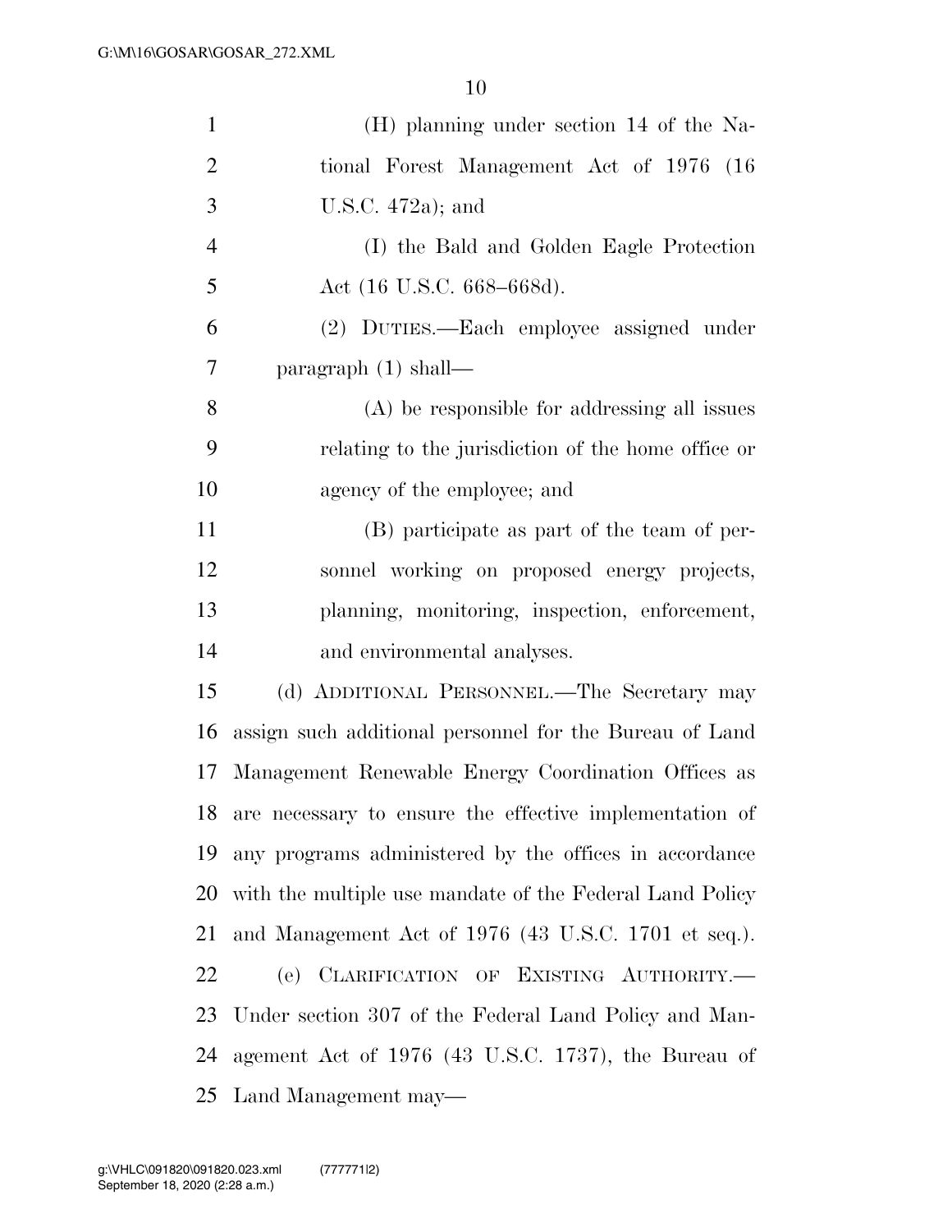(H) planning under section 14 of the National Forest Management Act of 1976 (16 U.S.C. 472a); and

(I) the Bald and Golden Eagle Protection Act (16 U.S.C. 668–668d).

(2) DUTIES.—Each employee assigned under paragraph (1) shall—

(A) be responsible for addressing all issues relating to the jurisdiction of the home office or agency of the employee; and

(B) participate as part of the team of personnel working on proposed energy projects, planning, monitoring, inspection, enforcement, and environmental analyses.

(d) ADDITIONAL PERSONNEL.—The Secretary may assign such additional personnel for the Bureau of Land Management Renewable Energy Coordination Offices as are necessary to ensure the effective implementation of any programs administered by the offices in accordance with the multiple use mandate of the Federal Land Policy and Management Act of 1976 (43 U.S.C. 1701 et seq.).

(e) CLARIFICATION OF EXISTING AUTHORITY.—Under section 307 of the Federal Land Policy and Management Act of 1976 (43 U.S.C. 1737), the Bureau of Land Management may—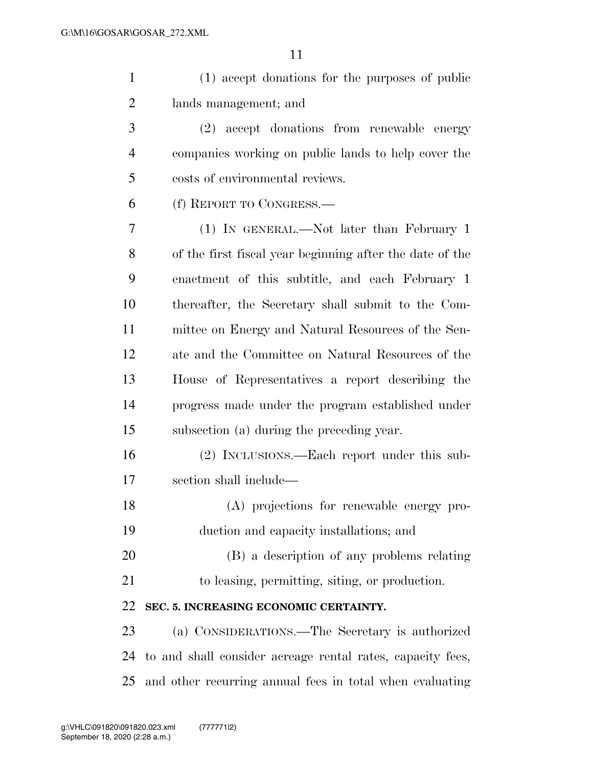(1) accept donations for the purposes of public lands management; and

(2) accept donations from renewable energy companies working on public lands to help cover the costs of environmental reviews.

(f) REPORT TO CONGRESS.—

(1) IN GENERAL.—Not later than February 1 of the first fiscal year beginning after the date of the enactment of this subtitle, and each February 1 thereafter, the Secretary shall submit to the Committee on Energy and Natural Resources of the Senate and the Committee on Natural Resources of the House of Representatives a report describing the progress made under the program established under subsection (a) during the preceding year.

(2) INCLUSIONS.—Each report under this subsection shall include—

(A) projections for renewable energy production and capacity installations; and

(B) a description of any problems relating to leasing, permitting, siting, or production.

**SEC. 5. INCREASING ECONOMIC CERTAINTY.**

(a) CONSIDERATIONS.—The Secretary is authorized to and shall consider acreage rental rates, capacity fees, and other recurring annual fees in total when evaluating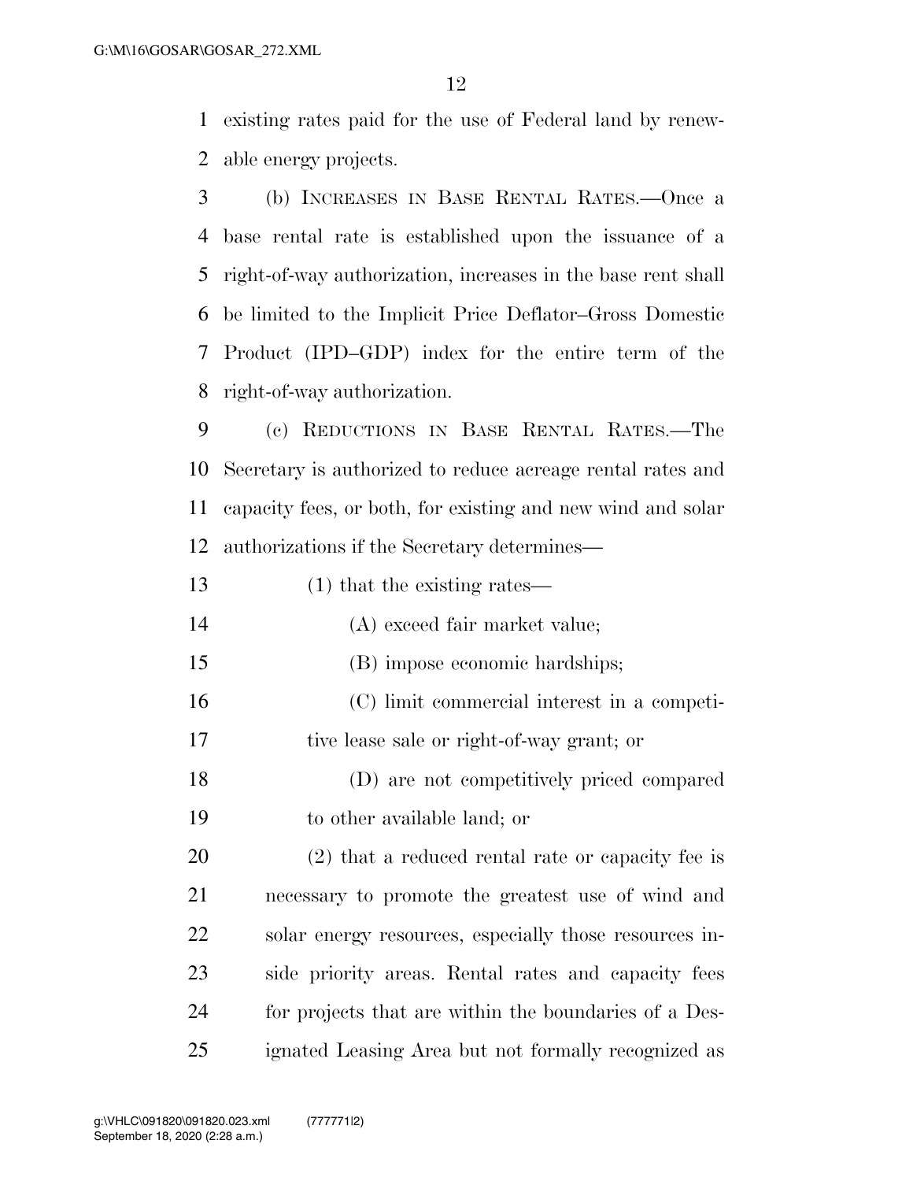existing rates paid for the use of Federal land by renewable energy projects.

(b) INCREASES IN BASE RENTAL RATES.—Once a base rental rate is established upon the issuance of a right-of-way authorization, increases in the base rent shall be limited to the Implicit Price Deflator–Gross Domestic Product (IPD–GDP) index for the entire term of the right-of-way authorization.

(c) REDUCTIONS IN BASE RENTAL RATES.—The Secretary is authorized to reduce acreage rental rates and capacity fees, or both, for existing and new wind and solar authorizations if the Secretary determines—

(1) that the existing rates—

(A) exceed fair market value;

(B) impose economic hardships;

(C) limit commercial interest in a competitive lease sale or right-of-way grant; or

(D) are not competitively priced compared to other available land; or

(2) that a reduced rental rate or capacity fee is necessary to promote the greatest use of wind and solar energy resources, especially those resources inside priority areas. Rental rates and capacity fees for projects that are within the boundaries of a Designated Leasing Area but not formally recognized as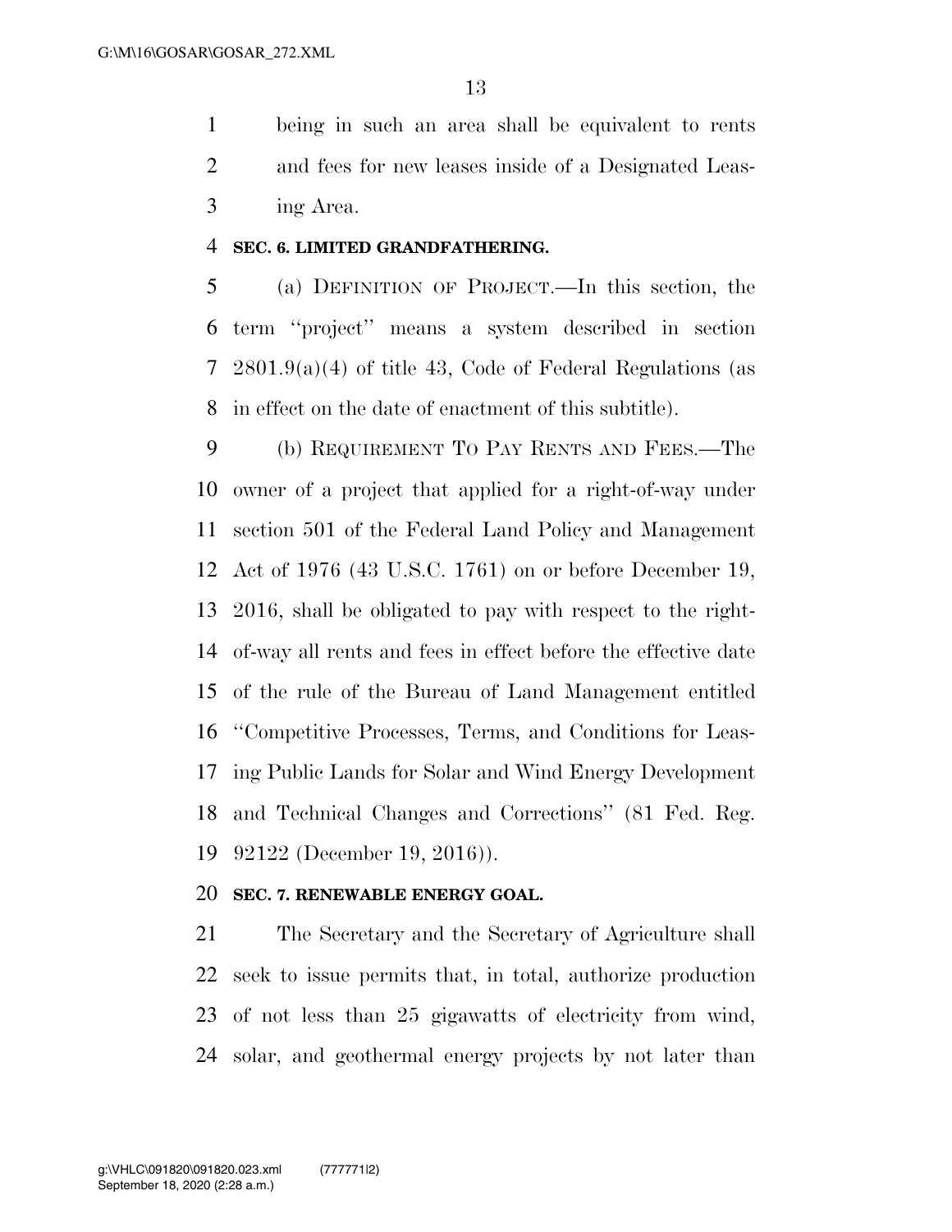being in such an area shall be equivalent to rents and fees for new leases inside of a Designated Leasing Area.

**SEC. 6. LIMITED GRANDFATHERING.**

(a) DEFINITION OF PROJECT.—In this section, the term ''project'' means a system described in section 2801.9(a)(4) of title 43, Code of Federal Regulations (as in effect on the date of enactment of this subtitle).

(b) REQUIREMENT TO PAY RENTS AND FEES.—The owner of a project that applied for a right-of-way under section 501 of the Federal Land Policy and Management Act of 1976 (43 U.S.C. 1761) on or before December 19, 2016, shall be obligated to pay with respect to the right-of-way all rents and fees in effect before the effective date of the rule of the Bureau of Land Management entitled ''Competitive Processes, Terms, and Conditions for Leasing Public Lands for Solar and Wind Energy Development and Technical Changes and Corrections'' (81 Fed. Reg. 92122 (December 19, 2016)).

**SEC. 7. RENEWABLE ENERGY GOAL.**

The Secretary and the Secretary of Agriculture shall seek to issue permits that, in total, authorize production of not less than 25 gigawatts of electricity from wind, solar, and geothermal energy projects by not later than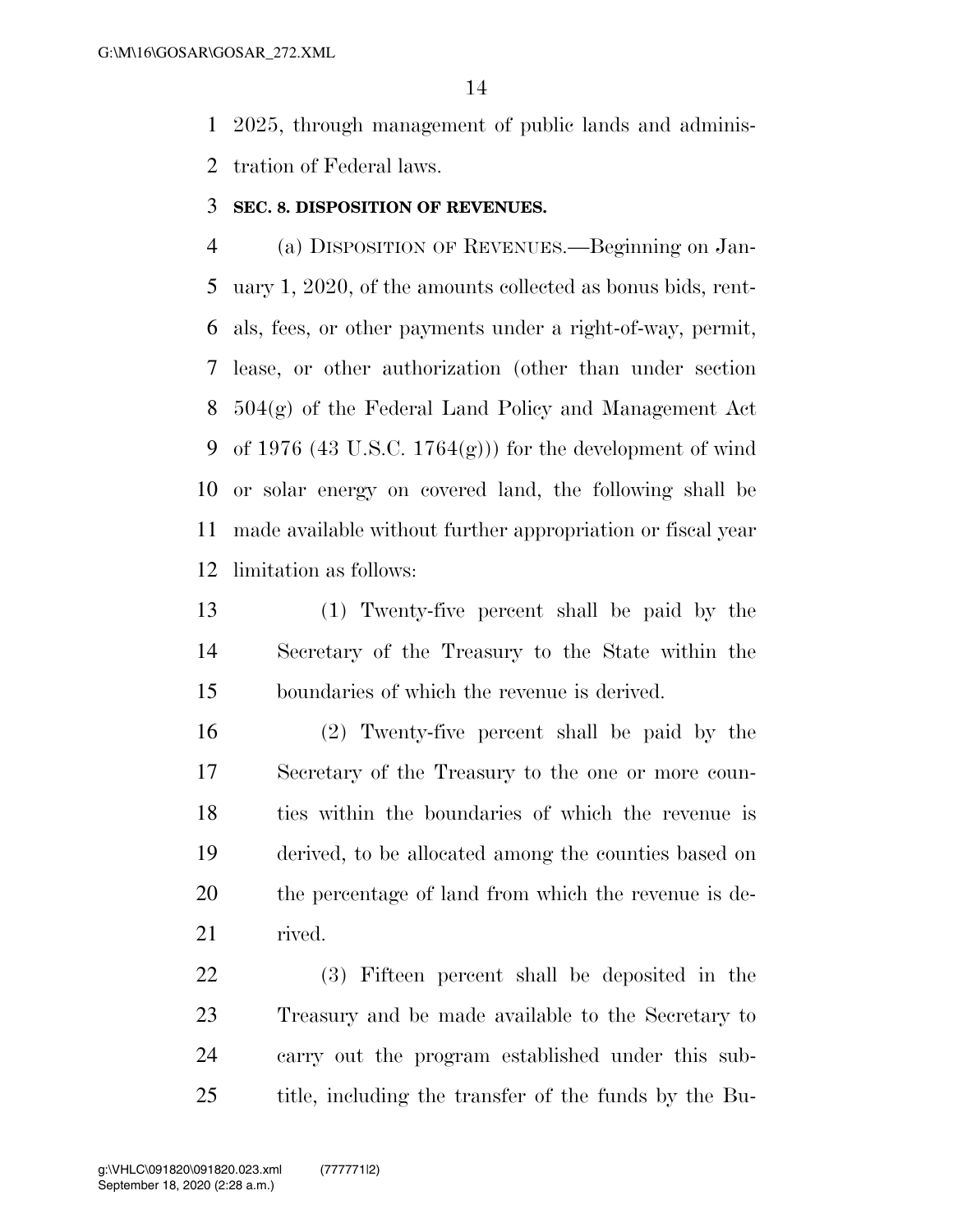2025, through management of public lands and administration of Federal laws.

### SEC. 8. DISPOSITION OF REVENUES.

(a) DISPOSITION OF REVENUES.—Beginning on January 1, 2020, of the amounts collected as bonus bids, rentals, fees, or other payments under a right-of-way, permit, lease, or other authorization (other than under section 504(g) of the Federal Land Policy and Management Act of 1976 (43 U.S.C. 1764(g))) for the development of wind or solar energy on covered land, the following shall be made available without further appropriation or fiscal year limitation as follows:

(1) Twenty-five percent shall be paid by the Secretary of the Treasury to the State within the boundaries of which the revenue is derived.

(2) Twenty-five percent shall be paid by the Secretary of the Treasury to the one or more counties within the boundaries of which the revenue is derived, to be allocated among the counties based on the percentage of land from which the revenue is derived.

(3) Fifteen percent shall be deposited in the Treasury and be made available to the Secretary to carry out the program established under this subtitle, including the transfer of the funds by the Bu-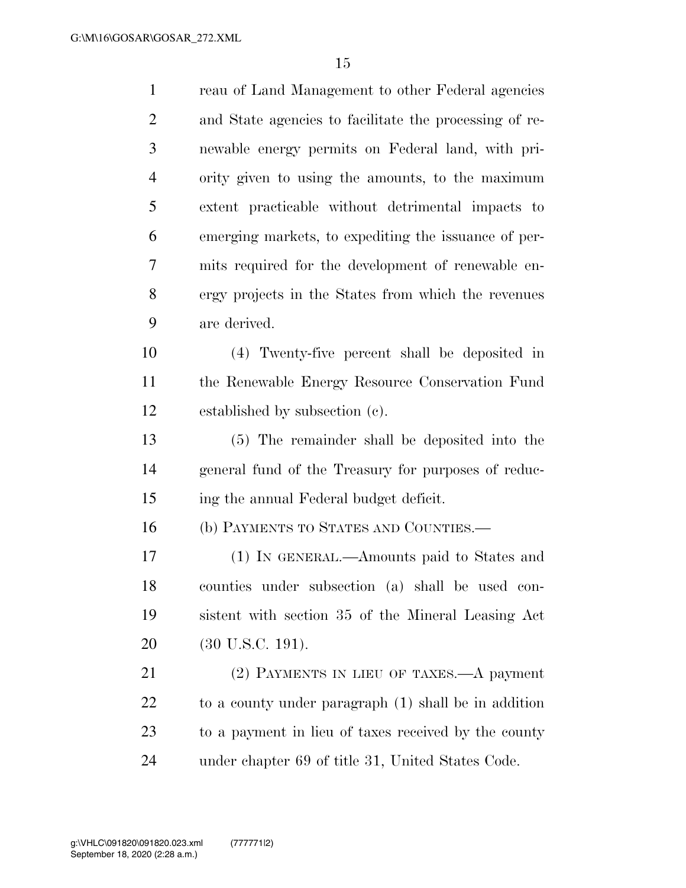reau of Land Management to other Federal agencies and State agencies to facilitate the processing of renewable energy permits on Federal land, with priority given to using the amounts, to the maximum extent practicable without detrimental impacts to emerging markets, to expediting the issuance of permits required for the development of renewable energy projects in the States from which the revenues are derived.

(4) Twenty-five percent shall be deposited in the Renewable Energy Resource Conservation Fund established by subsection (c).

(5) The remainder shall be deposited into the general fund of the Treasury for purposes of reducing the annual Federal budget deficit.

(b) PAYMENTS TO STATES AND COUNTIES.—

(1) IN GENERAL.—Amounts paid to States and counties under subsection (a) shall be used consistent with section 35 of the Mineral Leasing Act (30 U.S.C. 191).

(2) PAYMENTS IN LIEU OF TAXES.—A payment to a county under paragraph (1) shall be in addition to a payment in lieu of taxes received by the county under chapter 69 of title 31, United States Code.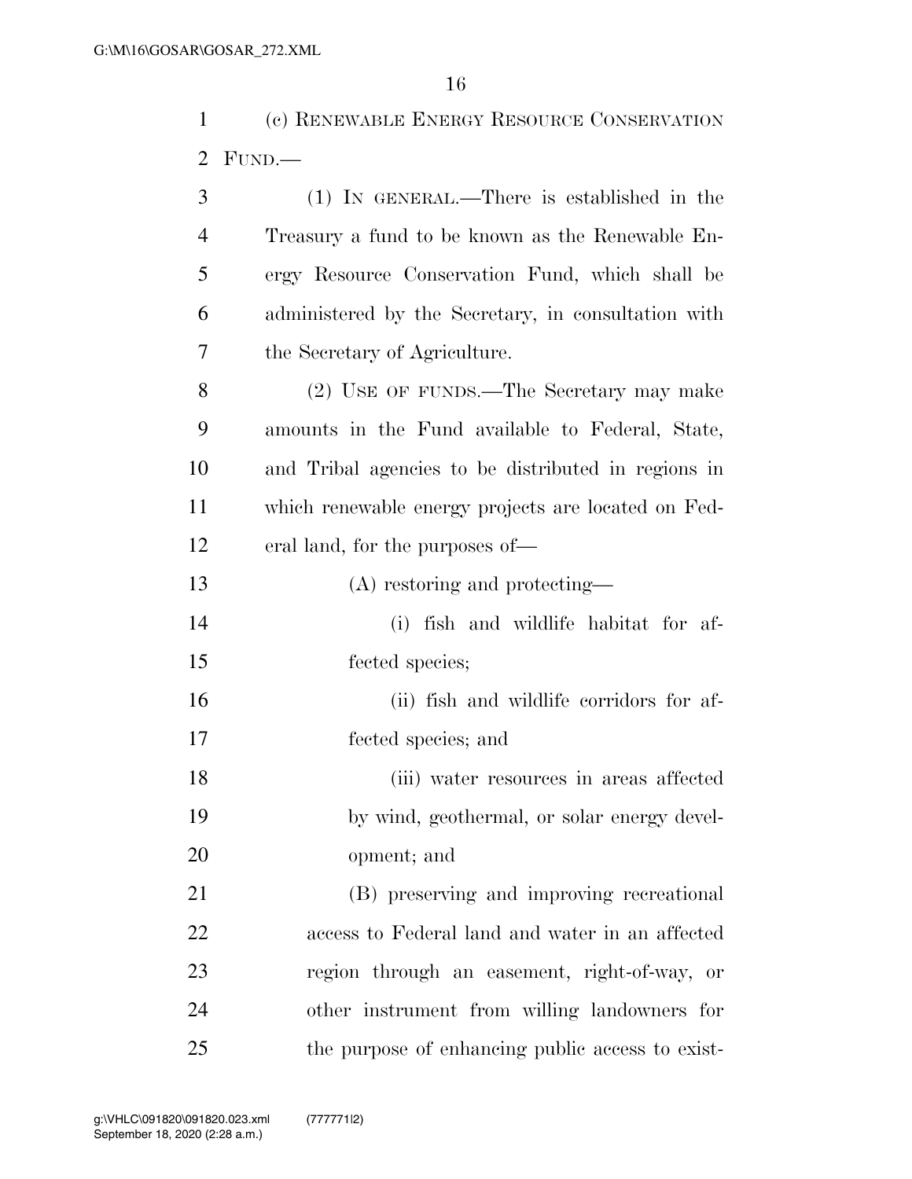(c) RENEWABLE ENERGY RESOURCE CONSERVATION FUND.—

(1) IN GENERAL.—There is established in the Treasury a fund to be known as the Renewable Energy Resource Conservation Fund, which shall be administered by the Secretary, in consultation with the Secretary of Agriculture.

(2) USE OF FUNDS.—The Secretary may make amounts in the Fund available to Federal, State, and Tribal agencies to be distributed in regions in which renewable energy projects are located on Federal land, for the purposes of—

(A) restoring and protecting—

(i) fish and wildlife habitat for affected species;

(ii) fish and wildlife corridors for affected species; and

(iii) water resources in areas affected by wind, geothermal, or solar energy development; and

(B) preserving and improving recreational access to Federal land and water in an affected region through an easement, right-of-way, or other instrument from willing landowners for the purpose of enhancing public access to exist-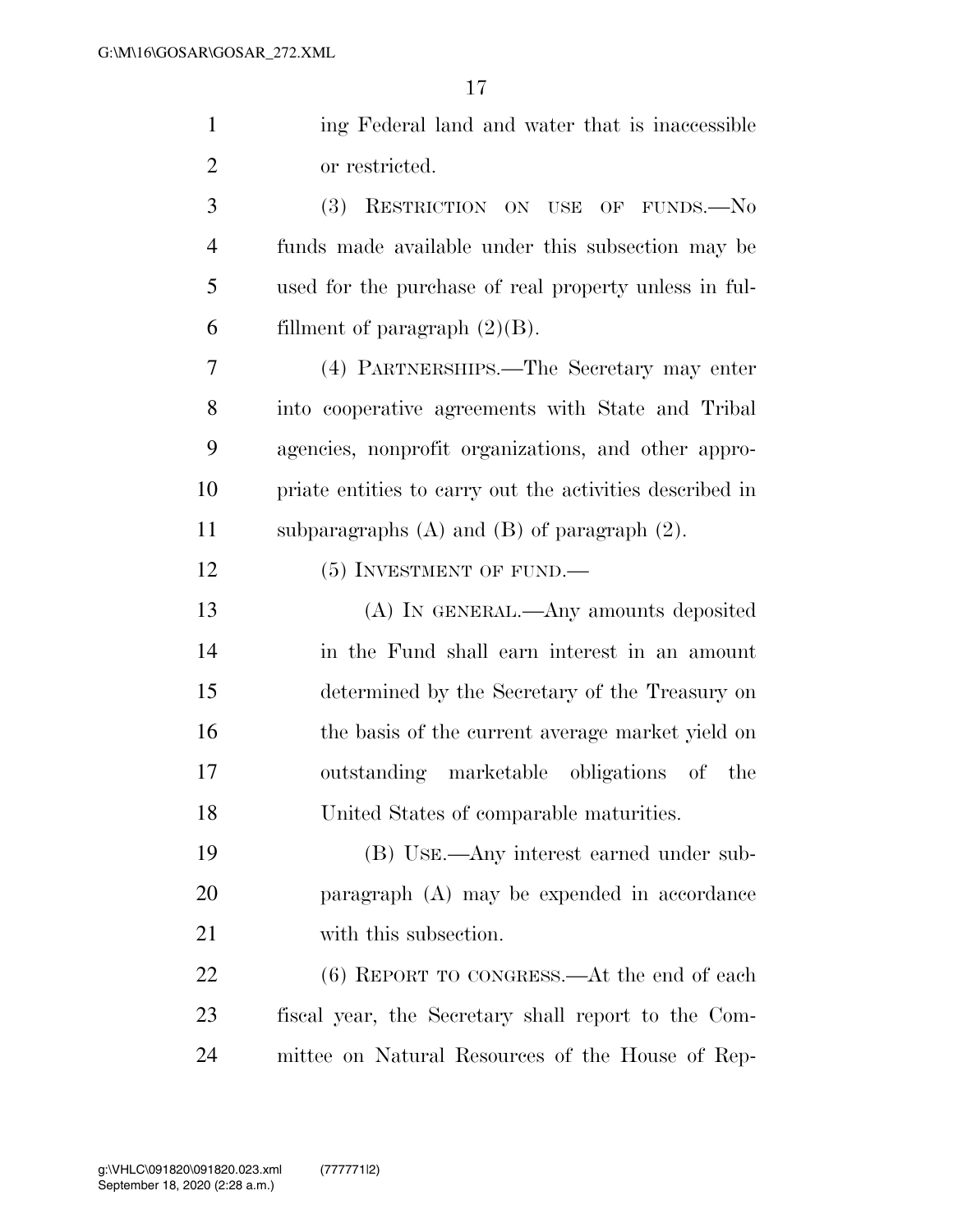ing Federal land and water that is inaccessible or restricted.

(3) RESTRICTION ON USE OF FUNDS.—No funds made available under this subsection may be used for the purchase of real property unless in fulfillment of paragraph (2)(B).

(4) PARTNERSHIPS.—The Secretary may enter into cooperative agreements with State and Tribal agencies, nonprofit organizations, and other appropriate entities to carry out the activities described in subparagraphs (A) and (B) of paragraph (2).

(5) INVESTMENT OF FUND.—

(A) IN GENERAL.—Any amounts deposited in the Fund shall earn interest in an amount determined by the Secretary of the Treasury on the basis of the current average market yield on outstanding marketable obligations of the United States of comparable maturities.

(B) USE.—Any interest earned under subparagraph (A) may be expended in accordance with this subsection.

(6) REPORT TO CONGRESS.—At the end of each fiscal year, the Secretary shall report to the Committee on Natural Resources of the House of Rep-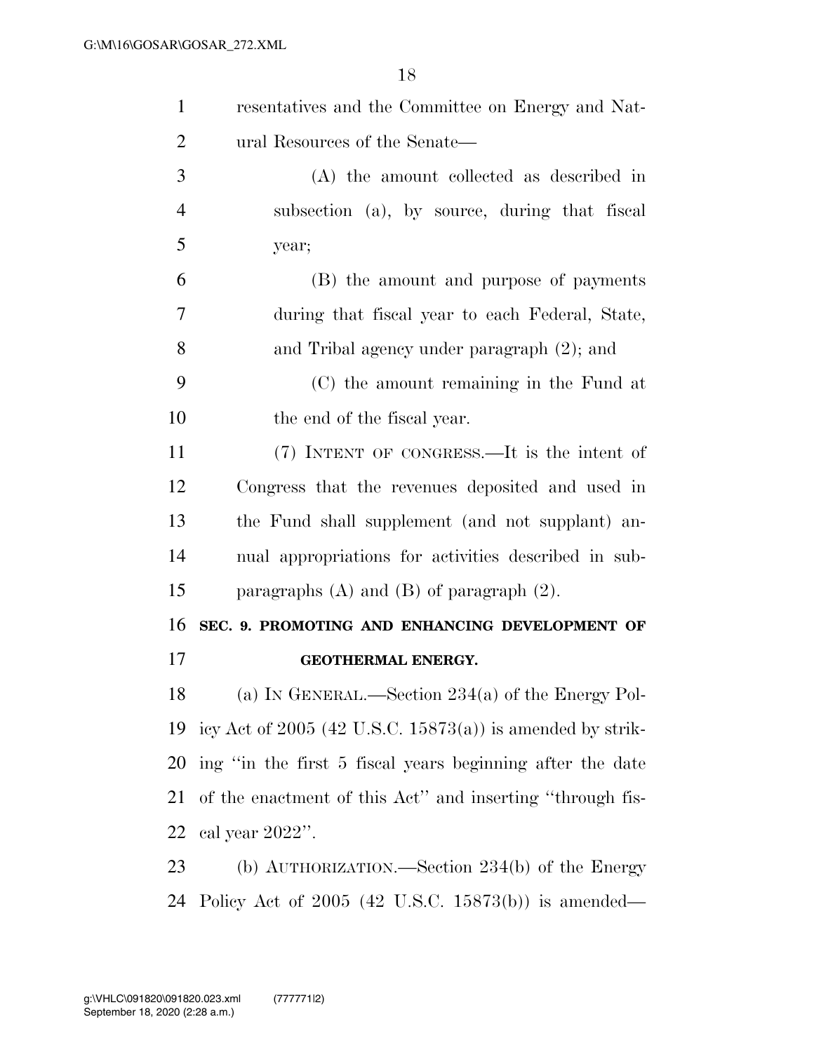resentatives and the Committee on Energy and Natural Resources of the Senate—

(A) the amount collected as described in subsection (a), by source, during that fiscal year;

(B) the amount and purpose of payments during that fiscal year to each Federal, State, and Tribal agency under paragraph (2); and

(C) the amount remaining in the Fund at the end of the fiscal year.

(7) INTENT OF CONGRESS.—It is the intent of Congress that the revenues deposited and used in the Fund shall supplement (and not supplant) annual appropriations for activities described in subparagraphs (A) and (B) of paragraph (2).

## SEC. 9. PROMOTING AND ENHANCING DEVELOPMENT OF GEOTHERMAL ENERGY.

(a) IN GENERAL.—Section 234(a) of the Energy Policy Act of 2005 (42 U.S.C. 15873(a)) is amended by striking ''in the first 5 fiscal years beginning after the date of the enactment of this Act'' and inserting ''through fiscal year 2022''.

(b) AUTHORIZATION.—Section 234(b) of the Energy Policy Act of 2005 (42 U.S.C. 15873(b)) is amended—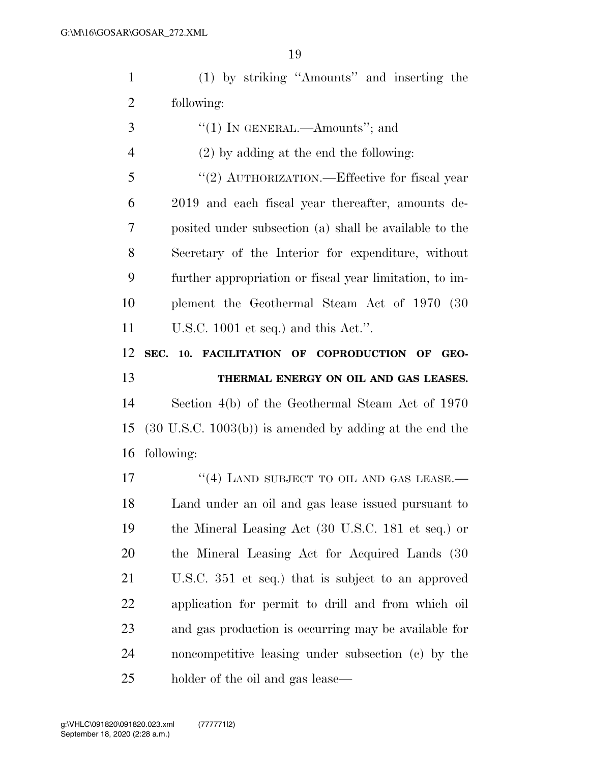(1) by striking "Amounts" and inserting the following:

"(1) IN GENERAL.—Amounts"; and

(2) by adding at the end the following:

"(2) AUTHORIZATION.—Effective for fiscal year 2019 and each fiscal year thereafter, amounts deposited under subsection (a) shall be available to the Secretary of the Interior for expenditure, without further appropriation or fiscal year limitation, to implement the Geothermal Steam Act of 1970 (30 U.S.C. 1001 et seq.) and this Act.".

**SEC. 10. FACILITATION OF COPRODUCTION OF GEOTHERMAL ENERGY ON OIL AND GAS LEASES.**

Section 4(b) of the Geothermal Steam Act of 1970 (30 U.S.C. 1003(b)) is amended by adding at the end the following:

"(4) LAND SUBJECT TO OIL AND GAS LEASE.—Land under an oil and gas lease issued pursuant to the Mineral Leasing Act (30 U.S.C. 181 et seq.) or the Mineral Leasing Act for Acquired Lands (30 U.S.C. 351 et seq.) that is subject to an approved application for permit to drill and from which oil and gas production is occurring may be available for noncompetitive leasing under subsection (c) by the holder of the oil and gas lease—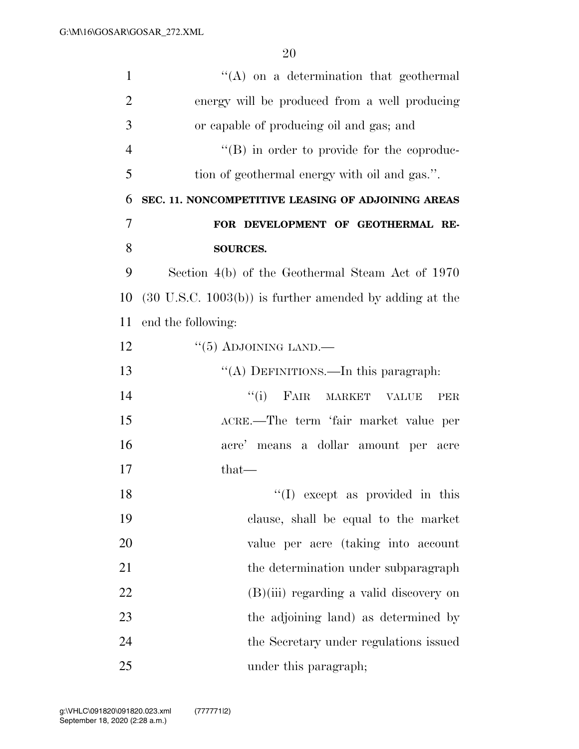''(A) on a determination that geothermal energy will be produced from a well producing or capable of producing oil and gas; and

''(B) in order to provide for the coproduction of geothermal energy with oil and gas.''.

**SEC. 11. NONCOMPETITIVE LEASING OF ADJOINING AREAS FOR DEVELOPMENT OF GEOTHERMAL RESOURCES.**

Section 4(b) of the Geothermal Steam Act of 1970 (30 U.S.C. 1003(b)) is further amended by adding at the end the following:

''(5) ADJOINING LAND.—

''(A) DEFINITIONS.—In this paragraph:

''(i) FAIR MARKET VALUE PER ACRE.—The term 'fair market value per acre' means a dollar amount per acre that—

''(I) except as provided in this clause, shall be equal to the market value per acre (taking into account the determination under subparagraph (B)(iii) regarding a valid discovery on the adjoining land) as determined by the Secretary under regulations issued under this paragraph;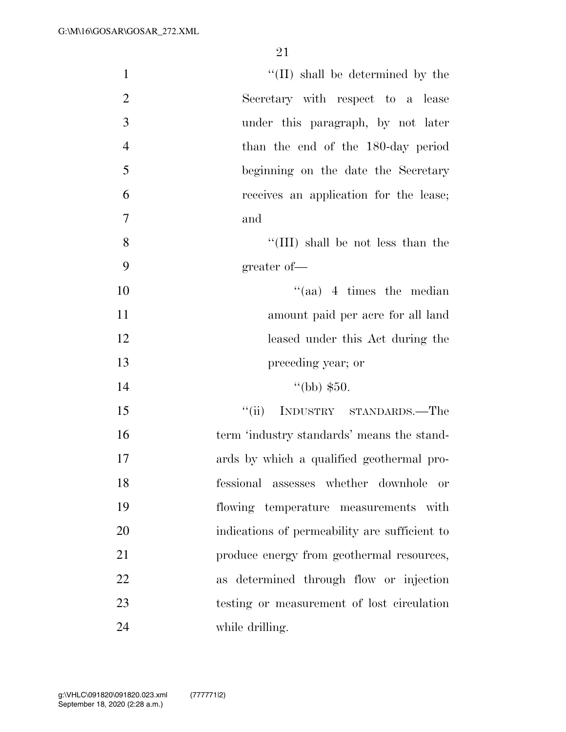''(II) shall be determined by the Secretary with respect to a lease under this paragraph, by not later than the end of the 180-day period beginning on the date the Secretary receives an application for the lease; and

''(III) shall be not less than the greater of—

''(aa) 4 times the median amount paid per acre for all land leased under this Act during the preceding year; or

''(bb) $50.

''(ii) INDUSTRY STANDARDS.—The term 'industry standards' means the standards by which a qualified geothermal professional assesses whether downhole or flowing temperature measurements with indications of permeability are sufficient to produce energy from geothermal resources, as determined through flow or injection testing or measurement of lost circulation while drilling.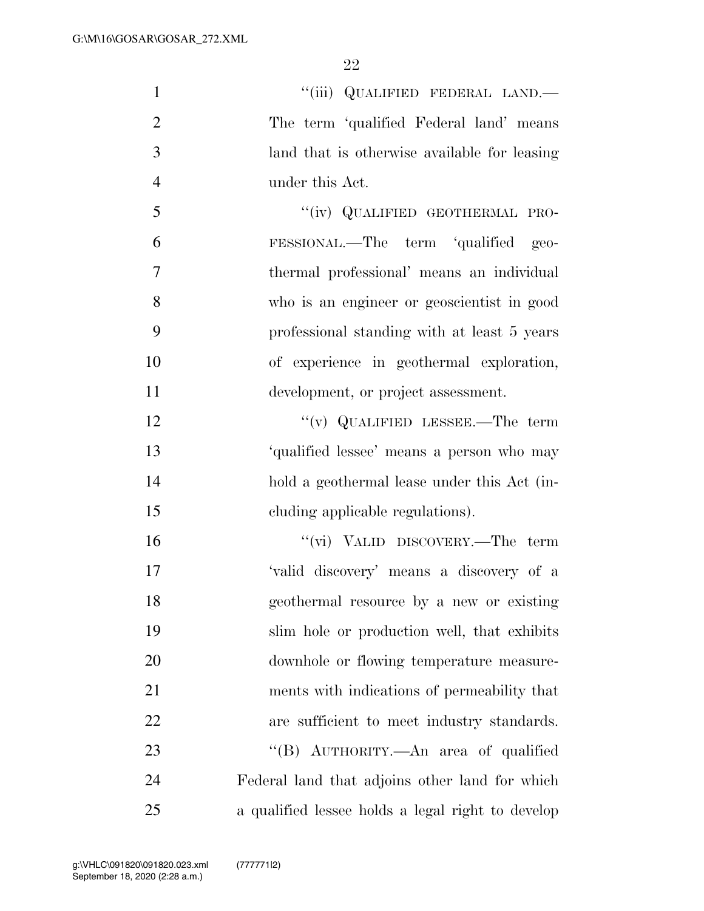"(iii) QUALIFIED FEDERAL LAND.—The term 'qualified Federal land' means land that is otherwise available for leasing under this Act.

"(iv) QUALIFIED GEOTHERMAL PROFESSIONAL.—The term 'qualified geothermal professional' means an individual who is an engineer or geoscientist in good professional standing with at least 5 years of experience in geothermal exploration, development, or project assessment.

"(v) QUALIFIED LESSEE.—The term 'qualified lessee' means a person who may hold a geothermal lease under this Act (including applicable regulations).

"(vi) VALID DISCOVERY.—The term 'valid discovery' means a discovery of a geothermal resource by a new or existing slim hole or production well, that exhibits downhole or flowing temperature measurements with indications of permeability that are sufficient to meet industry standards.

"(B) AUTHORITY.—An area of qualified Federal land that adjoins other land for which a qualified lessee holds a legal right to develop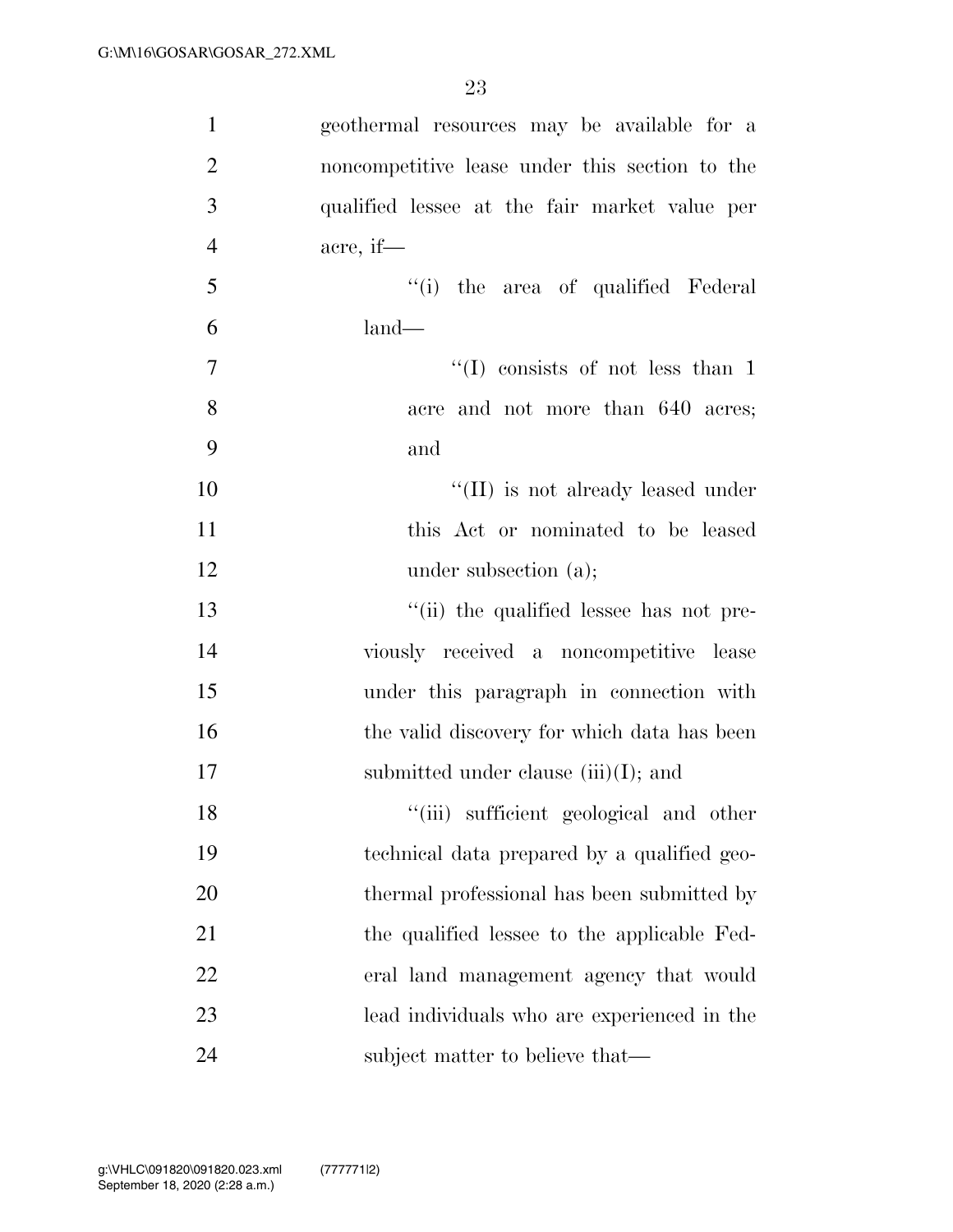geothermal resources may be available for a noncompetitive lease under this section to the qualified lessee at the fair market value per acre, if—

''(i) the area of qualified Federal land—

''(I) consists of not less than 1 acre and not more than 640 acres; and

''(II) is not already leased under this Act or nominated to be leased under subsection (a);

''(ii) the qualified lessee has not previously received a noncompetitive lease under this paragraph in connection with the valid discovery for which data has been submitted under clause (iii)(I); and

''(iii) sufficient geological and other technical data prepared by a qualified geothermal professional has been submitted by the qualified lessee to the applicable Federal land management agency that would lead individuals who are experienced in the subject matter to believe that—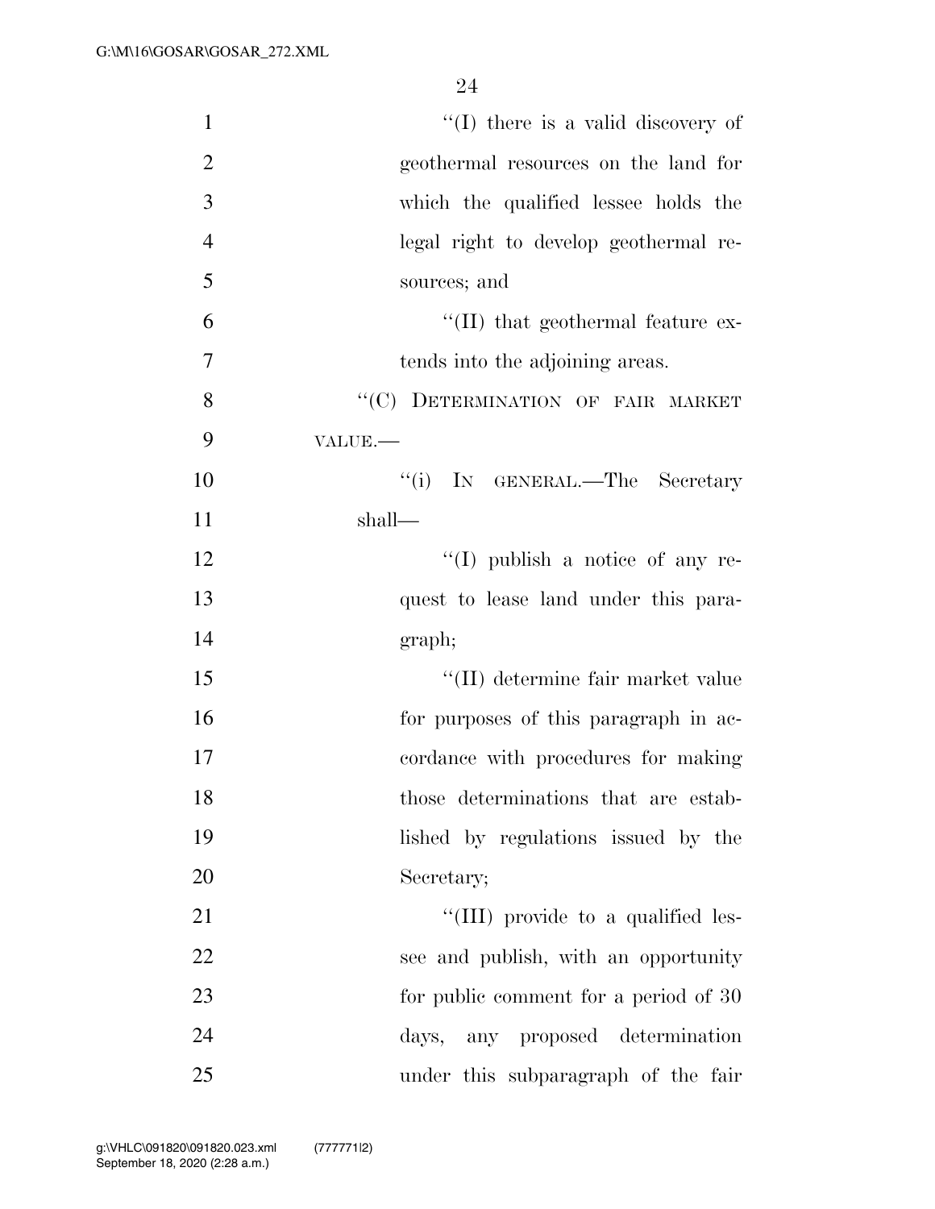"(I) there is a valid discovery of geothermal resources on the land for which the qualified lessee holds the legal right to develop geothermal resources; and

"(II) that geothermal feature extends into the adjoining areas.

"(C) DETERMINATION OF FAIR MARKET VALUE.—

"(i) IN GENERAL.—The Secretary shall—

"(I) publish a notice of any request to lease land under this paragraph;

"(II) determine fair market value for purposes of this paragraph in accordance with procedures for making those determinations that are established by regulations issued by the Secretary;

"(III) provide to a qualified lessee and publish, with an opportunity for public comment for a period of 30 days, any proposed determination under this subparagraph of the fair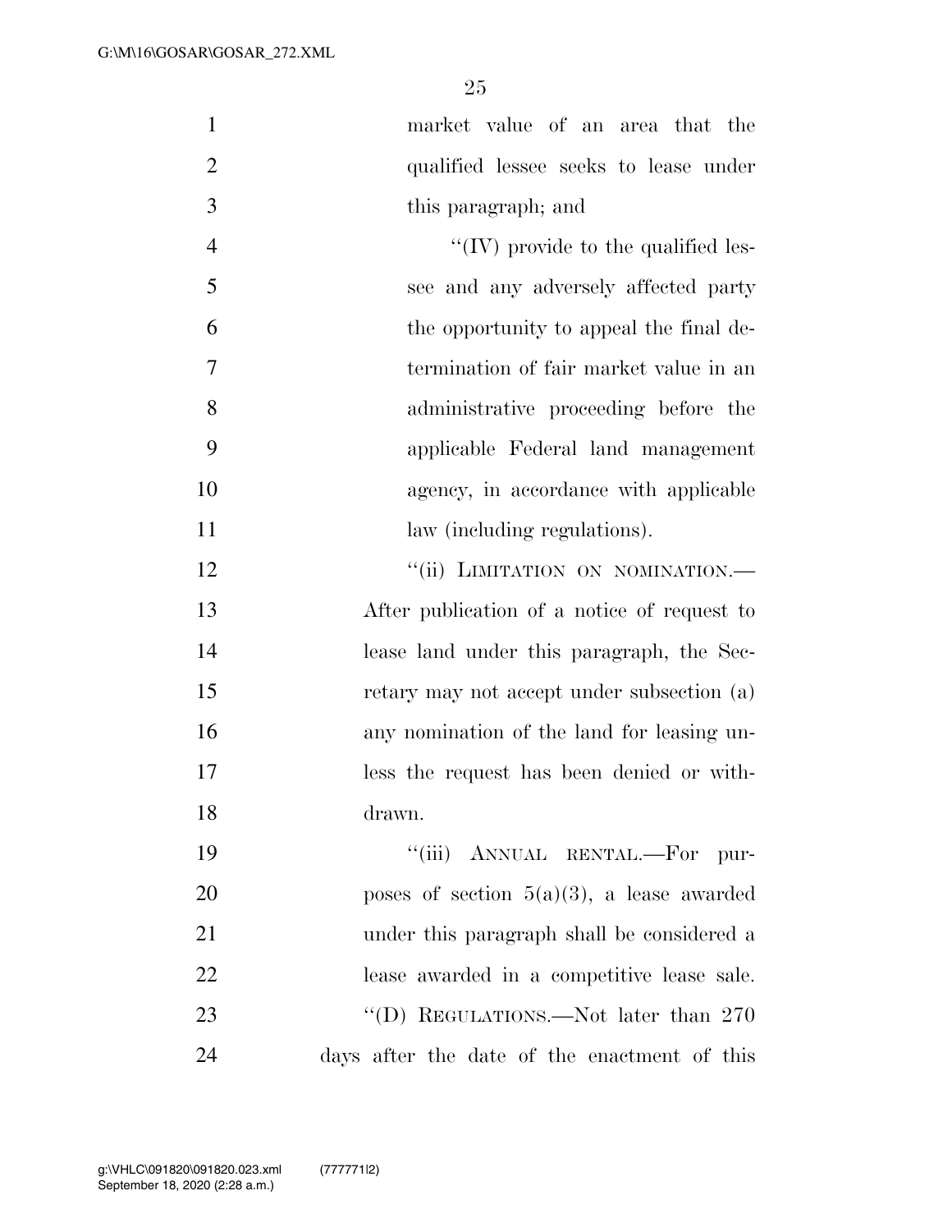market value of an area that the qualified lessee seeks to lease under this paragraph; and

"(IV) provide to the qualified lessee and any adversely affected party the opportunity to appeal the final determination of fair market value in an administrative proceeding before the applicable Federal land management agency, in accordance with applicable law (including regulations).

"(ii) LIMITATION ON NOMINATION.—After publication of a notice of request to lease land under this paragraph, the Secretary may not accept under subsection (a) any nomination of the land for leasing unless the request has been denied or withdrawn.

"(iii) ANNUAL RENTAL.—For purposes of section 5(a)(3), a lease awarded under this paragraph shall be considered a lease awarded in a competitive lease sale.

"(D) REGULATIONS.—Not later than 270 days after the date of the enactment of this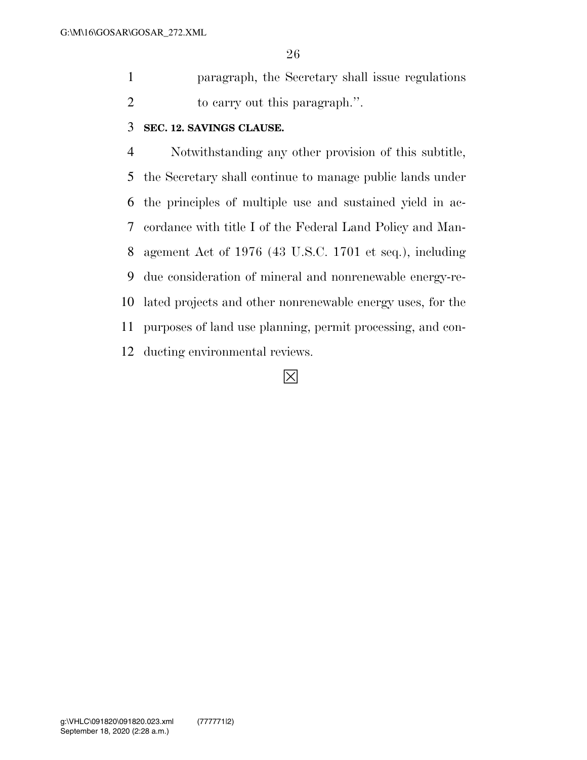paragraph, the Secretary shall issue regulations to carry out this paragraph.''.

**SEC. 12. SAVINGS CLAUSE.**

Notwithstanding any other provision of this subtitle, the Secretary shall continue to manage public lands under the principles of multiple use and sustained yield in accordance with title I of the Federal Land Policy and Management Act of 1976 (43 U.S.C. 1701 et seq.), including due consideration of mineral and nonrenewable energy-related projects and other nonrenewable energy uses, for the purposes of land use planning, permit processing, and conducting environmental reviews.